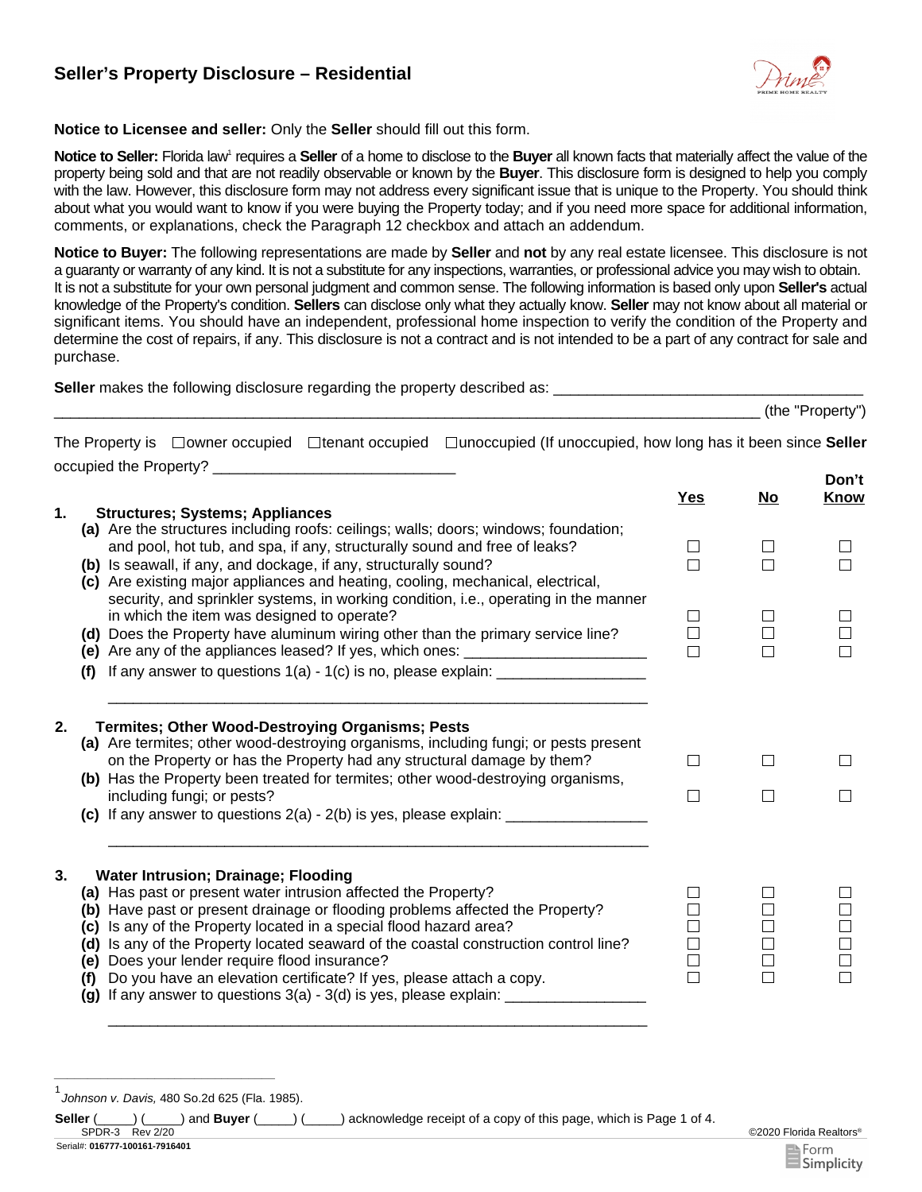# Seller's Property Disclosure – Residential

**Notice to Licensee and seller:** Only the **Seller** should fill out this form.

**Notice to Seller:** Florida law[1] requires a **Seller** of a home to disclose to the **Buyer** all known facts that materially affect the value of the property being sold and that are not readily observable or known by the **Buyer**. This disclosure form is designed to help you comply with the law. However, this disclosure form may not address every significant issue that is unique to the Property. You should think about what you would want to know if you were buying the Property today; and if you need more space for additional information, comments, or explanations, check the Paragraph 12 checkbox and attach an addendum.

**Notice to Buyer:** The following representations are made by **Seller** and **not** by any real estate licensee. This disclosure is not a guaranty or warranty of any kind. It is not a substitute for any inspections, warranties, or professional advice you may wish to obtain. It is not a substitute for your own personal judgment and common sense. The following information is based only upon **Seller's** actual knowledge of the Property's condition. **Sellers** can disclose only what they actually know. **Seller** may not know about all material or significant items. You should have an independent, professional home inspection to verify the condition of the Property and determine the cost of repairs, if any. This disclosure is not a contract and is not intended to be a part of any contract for sale and purchase.

**Seller** makes the following disclosure regarding the property described as: ______________________________________ ______________________________________________________________________________________ (the "Property")

The Property is ☐owner occupied ☐tenant occupied ☐unoccupied (If unoccupied, how long has it been since **Seller** occupied the Property? ____________________________

| | Yes | No | Don't Know |
|---|---|---|---|
| **1. Structures; Systems; Appliances** | | | |
| **(a)** Are the structures including roofs: ceilings; walls; doors; windows; foundation; and pool, hot tub, and spa, if any, structurally sound and free of leaks? | ☐ | ☐ | ☐ |
| **(b)** Is seawall, if any, and dockage, if any, structurally sound? | ☐ | ☐ | ☐ |
| **(c)** Are existing major appliances and heating, cooling, mechanical, electrical, security, and sprinkler systems, in working condition, i.e., operating in the manner in which the item was designed to operate? | ☐ | ☐ | ☐ |
| **(d)** Does the Property have aluminum wiring other than the primary service line? | ☐ | ☐ | ☐ |
| **(e)** Are any of the appliances leased? If yes, which ones: ______________________ | ☐ | ☐ | ☐ |
| **(f)** If any answer to questions 1(a) - 1(c) is no, please explain: __________________ ____________________________________________________________________ | | | |
| **2. Termites; Other Wood-Destroying Organisms; Pests** | | | |
| **(a)** Are termites; other wood-destroying organisms, including fungi; or pests present on the Property or has the Property had any structural damage by them? | ☐ | ☐ | ☐ |
| **(b)** Has the Property been treated for termites; other wood-destroying organisms, including fungi; or pests? | ☐ | ☐ | ☐ |
| **(c)** If any answer to questions 2(a) - 2(b) is yes, please explain: _________________ ____________________________________________________________________ | | | |
| **3. Water Intrusion; Drainage; Flooding** | | | |
| **(a)** Has past or present water intrusion affected the Property? | ☐ | ☐ | ☐ |
| **(b)** Have past or present drainage or flooding problems affected the Property? | ☐ | ☐ | ☐ |
| **(c)** Is any of the Property located in a special flood hazard area? | ☐ | ☐ | ☐ |
| **(d)** Is any of the Property located seaward of the coastal construction control line? | ☐ | ☐ | ☐ |
| **(e)** Does your lender require flood insurance? | ☐ | ☐ | ☐ |
| **(f)** Do you have an elevation certificate? If yes, please attach a copy. | ☐ | ☐ | ☐ |
| **(g)** If any answer to questions 3(a) - 3(d) is yes, please explain: _________________ ____________________________________________________________________ | | | |

[1] *Johnson v. Davis,* 480 So.2d 625 (Fla. 1985).

**Seller** (_____) (_____) and **Buyer** (_____) (_____) acknowledge receipt of a copy of this page, which is Page 1 of 4.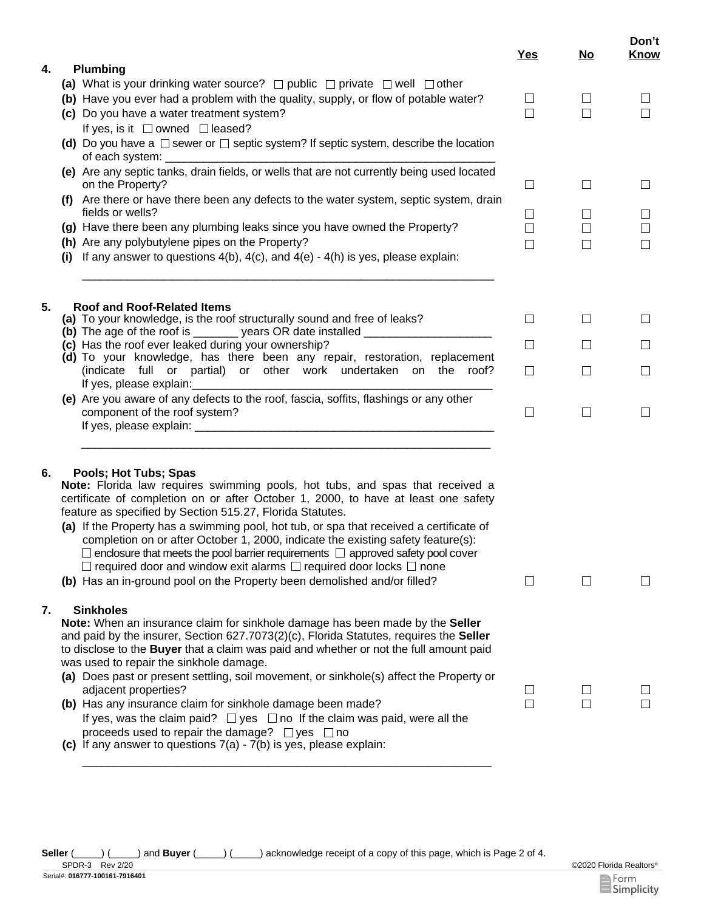| | Yes | No | Don't Know |
|---|---|---|---|
| **4. Plumbing** | | | |
| **(a)** What is your drinking water source? ☐ public ☐ private ☐ well ☐ other | | | |
| **(b)** Have you ever had a problem with the quality, supply, or flow of potable water? | ☐ | ☐ | ☐ |
| **(c)** Do you have a water treatment system? If yes, is it ☐ owned ☐ leased? | ☐ | ☐ | ☐ |
| **(d)** Do you have a ☐ sewer or ☐ septic system? If septic system, describe the location of each system: ______________________________________________ | | | |
| **(e)** Are any septic tanks, drain fields, or wells that are not currently being used located on the Property? | ☐ | ☐ | ☐ |
| **(f)** Are there or have there been any defects to the water system, septic system, drain fields or wells? | ☐ | ☐ | ☐ |
| **(g)** Have there been any plumbing leaks since you have owned the Property? | ☐ | ☐ | ☐ |
| **(h)** Are any polybutylene pipes on the Property? | ☐ | ☐ | ☐ |
| **(i)** If any answer to questions 4(b), 4(c), and 4(e) - 4(h) is yes, please explain: ______________________________________________ | | | |
| **5. Roof and Roof-Related Items** | | | |
| **(a)** To your knowledge, is the roof structurally sound and free of leaks? | ☐ | ☐ | ☐ |
| **(b)** The age of the roof is _______ years OR date installed ____________________ | | | |
| **(c)** Has the roof ever leaked during your ownership? | ☐ | ☐ | ☐ |
| **(d)** To your knowledge, has there been any repair, restoration, replacement (indicate full or partial) or other work undertaken on the roof? If yes, please explain: ______________________________________________ | ☐ | ☐ | ☐ |
| **(e)** Are you aware of any defects to the roof, fascia, soffits, flashings or any other component of the roof system? If yes, please explain: ______________________________________________ | ☐ | ☐ | ☐ |
| **6. Pools; Hot Tubs; Spas** | | | |
| **Note:** Florida law requires swimming pools, hot tubs, and spas that received a certificate of completion on or after October 1, 2000, to have at least one safety feature as specified by Section 515.27, Florida Statutes. | | | |
| **(a)** If the Property has a swimming pool, hot tub, or spa that received a certificate of completion on or after October 1, 2000, indicate the existing safety feature(s): ☐ enclosure that meets the pool barrier requirements ☐ approved safety pool cover ☐ required door and window exit alarms ☐ required door locks ☐ none | | | |
| **(b)** Has an in-ground pool on the Property been demolished and/or filled? | ☐ | ☐ | ☐ |
| **7. Sinkholes** | | | |
| **Note:** When an insurance claim for sinkhole damage has been made by the **Seller** and paid by the insurer, Section 627.7073(2)(c), Florida Statutes, requires the **Seller** to disclose to the **Buyer** that a claim was paid and whether or not the full amount paid was used to repair the sinkhole damage. | | | |
| **(a)** Does past or present settling, soil movement, or sinkhole(s) affect the Property or adjacent properties? | ☐ | ☐ | ☐ |
| **(b)** Has any insurance claim for sinkhole damage been made? If yes, was the claim paid? ☐ yes ☐ no If the claim was paid, were all the proceeds used to repair the damage? ☐ yes ☐ no | ☐ | ☐ | ☐ |
| **(c)** If any answer to questions 7(a) - 7(b) is yes, please explain: ______________________________________________ | | | |

**Seller** (_____) (_____) and **Buyer** (_____) (_____) acknowledge receipt of a copy of this page, which is Page 2 of 4.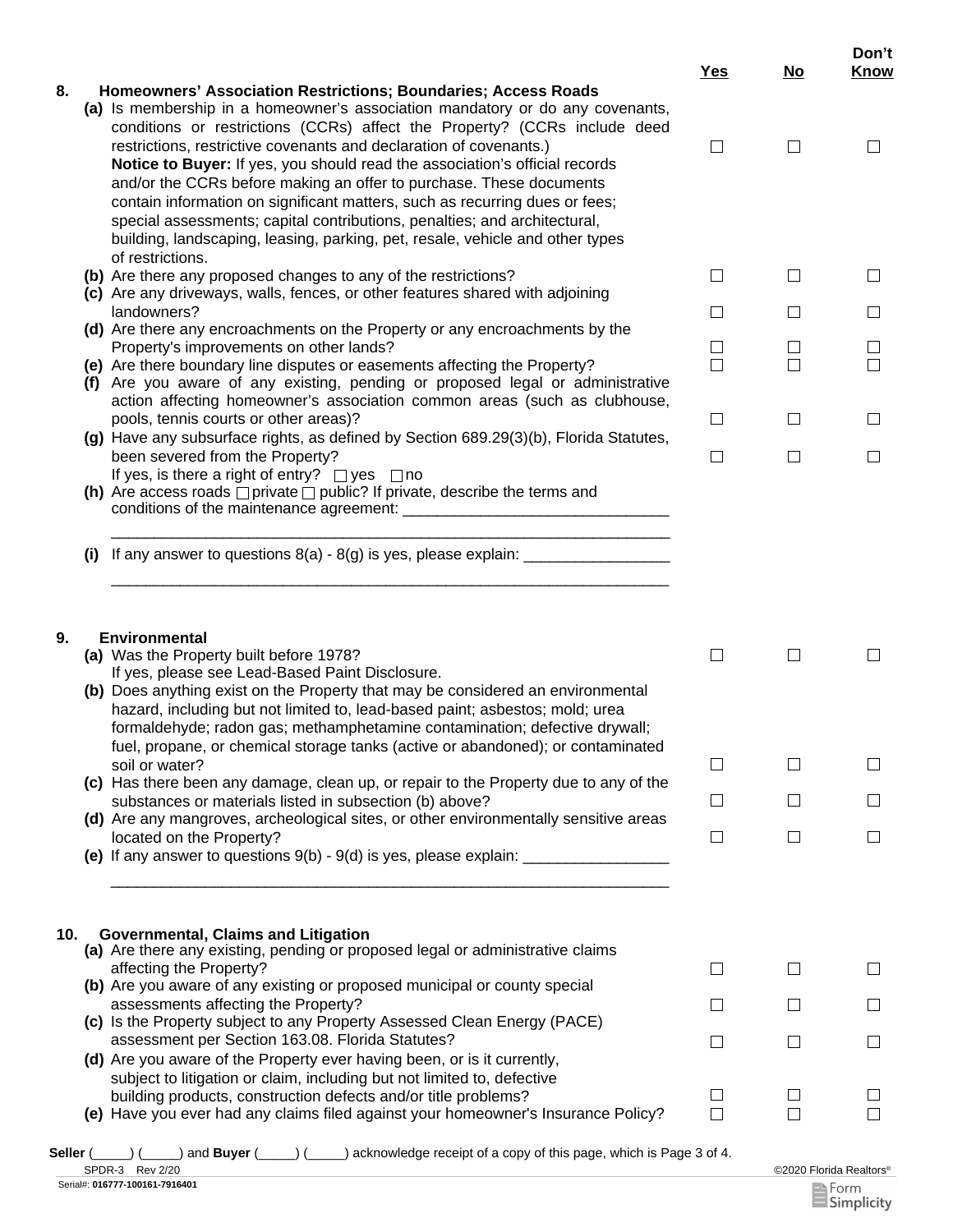| | Yes | No | Don't Know |
|---|---|---|---|
| **8. Homeowners' Association Restrictions; Boundaries; Access Roads** | | | |
| **(a)** Is membership in a homeowner's association mandatory or do any covenants, conditions or restrictions (CCRs) affect the Property? (CCRs include deed restrictions, restrictive covenants and declaration of covenants.) **Notice to Buyer:** If yes, you should read the association's official records and/or the CCRs before making an offer to purchase. These documents contain information on significant matters, such as recurring dues or fees; special assessments; capital contributions, penalties; and architectural, building, landscaping, leasing, parking, pet, resale, vehicle and other types of restrictions. | ☐ | ☐ | ☐ |
| **(b)** Are there any proposed changes to any of the restrictions? | ☐ | ☐ | ☐ |
| **(c)** Are any driveways, walls, fences, or other features shared with adjoining landowners? | ☐ | ☐ | ☐ |
| **(d)** Are there any encroachments on the Property or any encroachments by the Property's improvements on other lands? | ☐ | ☐ | ☐ |
| **(e)** Are there boundary line disputes or easements affecting the Property? | ☐ | ☐ | ☐ |
| **(f)** Are you aware of any existing, pending or proposed legal or administrative action affecting homeowner's association common areas (such as clubhouse, pools, tennis courts or other areas)? | ☐ | ☐ | ☐ |
| **(g)** Have any subsurface rights, as defined by Section 689.29(3)(b), Florida Statutes, been severed from the Property? If yes, is there a right of entry? ☐ yes ☐ no | ☐ | ☐ | ☐ |

**(h)** Are access roads ☐ private ☐ public? If private, describe the terms and conditions of the maintenance agreement: ______________________________

_________________________________________________________________

**(i)** If any answer to questions 8(a) - 8(g) is yes, please explain: ________________

_________________________________________________________________

| | Yes | No | Don't Know |
|---|---|---|---|
| **9. Environmental** | | | |
| **(a)** Was the Property built before 1978? If yes, please see Lead-Based Paint Disclosure. | ☐ | ☐ | ☐ |
| **(b)** Does anything exist on the Property that may be considered an environmental hazard, including but not limited to, lead-based paint; asbestos; mold; urea formaldehyde; radon gas; methamphetamine contamination; defective drywall; fuel, propane, or chemical storage tanks (active or abandoned); or contaminated soil or water? | ☐ | ☐ | ☐ |
| **(c)** Has there been any damage, clean up, or repair to the Property due to any of the substances or materials listed in subsection (b) above? | ☐ | ☐ | ☐ |
| **(d)** Are any mangroves, archeological sites, or other environmentally sensitive areas located on the Property? | ☐ | ☐ | ☐ |

**(e)** If any answer to questions 9(b) - 9(d) is yes, please explain: ________________

_________________________________________________________________

| | Yes | No | Don't Know |
|---|---|---|---|
| **10. Governmental, Claims and Litigation** | | | |
| **(a)** Are there any existing, pending or proposed legal or administrative claims affecting the Property? | ☐ | ☐ | ☐ |
| **(b)** Are you aware of any existing or proposed municipal or county special assessments affecting the Property? | ☐ | ☐ | ☐ |
| **(c)** Is the Property subject to any Property Assessed Clean Energy (PACE) assessment per Section 163.08. Florida Statutes? | ☐ | ☐ | ☐ |
| **(d)** Are you aware of the Property ever having been, or is it currently, subject to litigation or claim, including but not limited to, defective building products, construction defects and/or title problems? | ☐ | ☐ | ☐ |
| **(e)** Have you ever had any claims filed against your homeowner's Insurance Policy? | ☐ | ☐ | ☐ |

**Seller** (_____) (_____) and **Buyer** (_____) (_____) acknowledge receipt of a copy of this page, which is Page 3 of 4.

SPDR-3 Rev 2/20 ©2020 Florida Realtors®

Serial#: **016777-100161-7916401**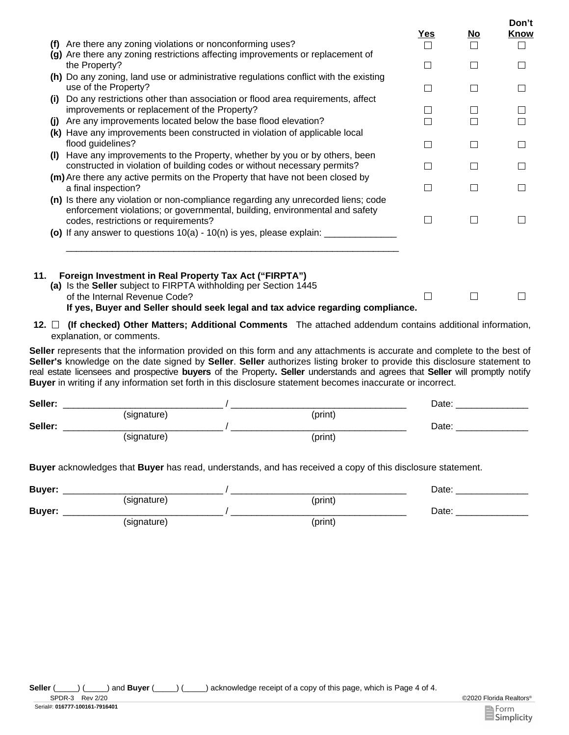| | Yes | No | Don't Know |
|---|---|---|---|
| **(f)** Are there any zoning violations or nonconforming uses? | ☐ | ☐ | ☐ |
| **(g)** Are there any zoning restrictions affecting improvements or replacement of the Property? | ☐ | ☐ | ☐ |
| **(h)** Do any zoning, land use or administrative regulations conflict with the existing use of the Property? | ☐ | ☐ | ☐ |
| **(i)** Do any restrictions other than association or flood area requirements, affect improvements or replacement of the Property? | ☐ | ☐ | ☐ |
| **(j)** Are any improvements located below the base flood elevation? | ☐ | ☐ | ☐ |
| **(k)** Have any improvements been constructed in violation of applicable local flood guidelines? | ☐ | ☐ | ☐ |
| **(l)** Have any improvements to the Property, whether by you or by others, been constructed in violation of building codes or without necessary permits? | ☐ | ☐ | ☐ |
| **(m)** Are there any active permits on the Property that have not been closed by a final inspection? | ☐ | ☐ | ☐ |
| **(n)** Is there any violation or non-compliance regarding any unrecorded liens; code enforcement violations; or governmental, building, environmental and safety codes, restrictions or requirements? | ☐ | ☐ | ☐ |

**(o)** If any answer to questions 10(a) - 10(n) is yes, please explain: ______________

_________________________________________________________________

**11. Foreign Investment in Real Property Tax Act ("FIRPTA")**

| | Yes | No | Don't Know |
|---|---|---|---|
| **(a)** Is the **Seller** subject to FIRPTA withholding per Section 1445 of the Internal Revenue Code? | ☐ | ☐ | ☐ |

**If yes, Buyer and Seller should seek legal and tax advice regarding compliance.**

**12.** ☐ **(If checked) Other Matters; Additional Comments** The attached addendum contains additional information, explanation, or comments.

**Seller** represents that the information provided on this form and any attachments is accurate and complete to the best of **Seller's** knowledge on the date signed by **Seller**. **Seller** authorizes listing broker to provide this disclosure statement to real estate licensees and prospective **buyers** of the Property**. Seller** understands and agrees that **Seller** will promptly notify **Buyer** in writing if any information set forth in this disclosure statement becomes inaccurate or incorrect.

**Seller:** ______________________________ / _________________________________ Date: ______________
(signature) (print)

**Seller:** ______________________________ / _________________________________ Date: ______________
(signature) (print)

**Buyer** acknowledges that **Buyer** has read, understands, and has received a copy of this disclosure statement.

**Buyer:** ______________________________ / _________________________________ Date: ______________
(signature) (print)

**Buyer:** ______________________________ / _________________________________ Date: ______________
(signature) (print)

**Seller** (_____) (_____) and **Buyer** (_____) (_____) acknowledge receipt of a copy of this page, which is Page 4 of 4.

SPDR-3 Rev 2/20 ©2020 Florida Realtors®

Serial#: **016777-100161-7916401**